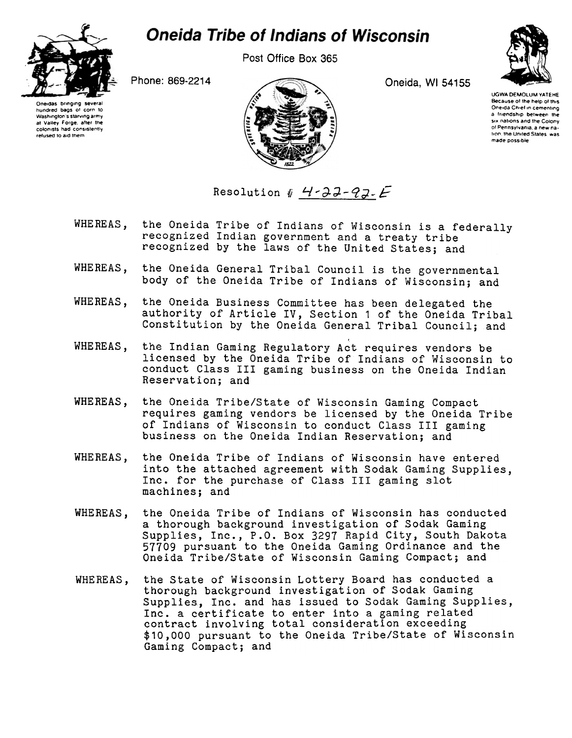# Oneida Tribe of Indians of Wisconsin

Post Office Box 365

Phone: 869-2214

Oneida, WI 54155

Oneidas bringing several hundred bags of corn to Washington's starving army at Valley Forge, after the colonists had consistently refused to aid them

UGWA DEMOLUM YATEHE
Because of the help of this Oneida Chief in cementing a friendship between the six nations and the Colony of Pennsylvania, a new nation, the United States was made possible

Resolution # 4-22-92-E

WHEREAS, the Oneida Tribe of Indians of Wisconsin is a federally recognized Indian government and a treaty tribe recognized by the laws of the United States; and

WHEREAS, the Oneida General Tribal Council is the governmental body of the Oneida Tribe of Indians of Wisconsin; and

WHEREAS, the Oneida Business Committee has been delegated the authority of Article IV, Section 1 of the Oneida Tribal Constitution by the Oneida General Tribal Council; and

WHEREAS, the Indian Gaming Regulatory Act requires vendors be licensed by the Oneida Tribe of Indians of Wisconsin to conduct Class III gaming business on the Oneida Indian Reservation; and

WHEREAS, the Oneida Tribe/State of Wisconsin Gaming Compact requires gaming vendors be licensed by the Oneida Tribe of Indians of Wisconsin to conduct Class III gaming business on the Oneida Indian Reservation; and

WHEREAS, the Oneida Tribe of Indians of Wisconsin have entered into the attached agreement with Sodak Gaming Supplies, Inc. for the purchase of Class III gaming slot machines; and

WHEREAS, the Oneida Tribe of Indians of Wisconsin has conducted a thorough background investigation of Sodak Gaming Supplies, Inc., P.O. Box 3297 Rapid City, South Dakota 57709 pursuant to the Oneida Gaming Ordinance and the Oneida Tribe/State of Wisconsin Gaming Compact; and

WHEREAS, the State of Wisconsin Lottery Board has conducted a thorough background investigation of Sodak Gaming Supplies, Inc. and has issued to Sodak Gaming Supplies, Inc. a certificate to enter into a gaming related contract involving total consideration exceeding $10,000 pursuant to the Oneida Tribe/State of Wisconsin Gaming Compact; and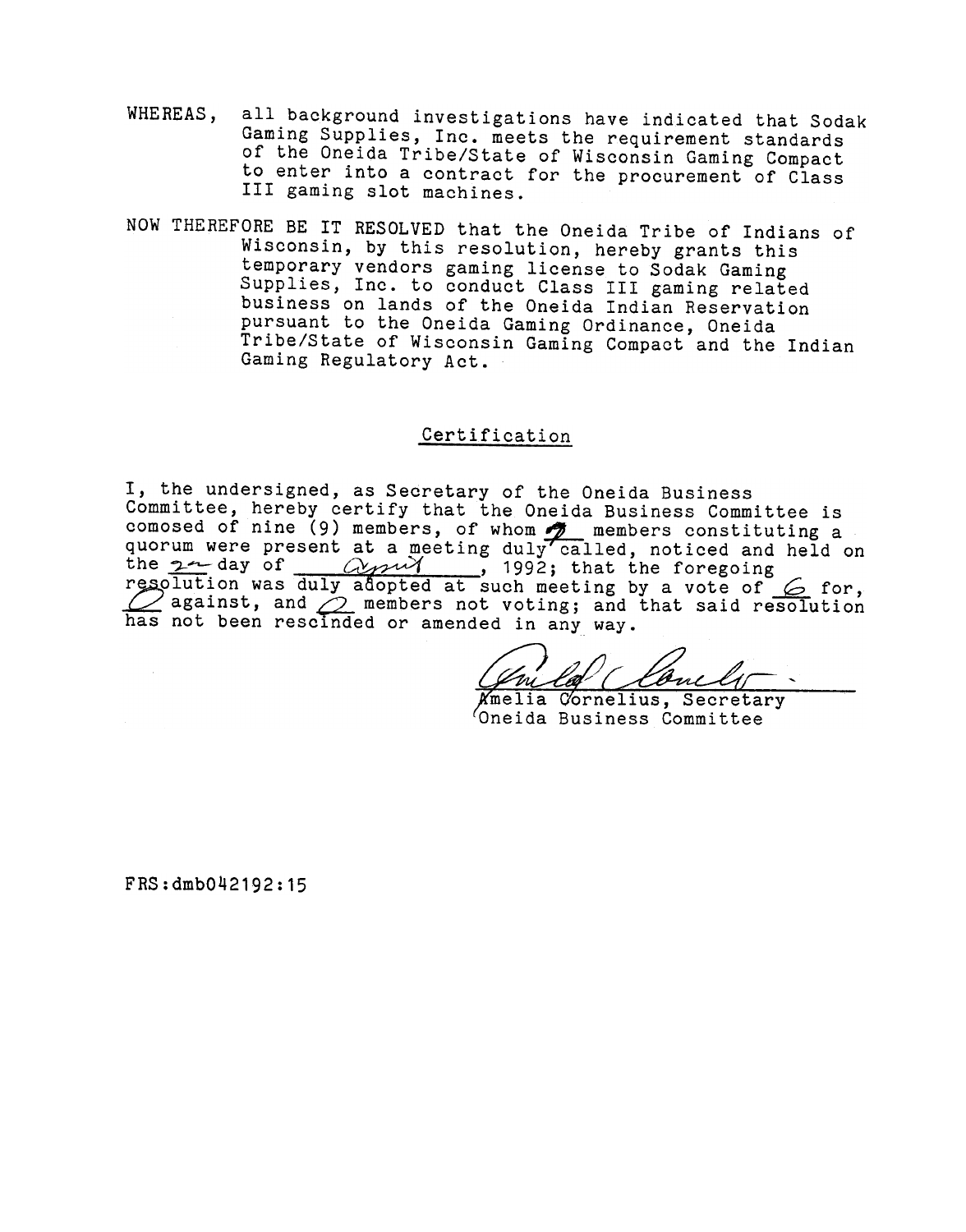WHEREAS, all background investigations have indicated that Sodak Gaming Supplies, Inc. meets the requirement standards of the Oneida Tribe/State of Wisconsin Gaming Compact to enter into a contract for the procurement of Class III gaming slot machines.

NOW THEREFORE BE IT RESOLVED that the Oneida Tribe of Indians of Wisconsin, by this resolution, hereby grants this temporary vendors gaming license to Sodak Gaming Supplies, Inc. to conduct Class III gaming related business on lands of the Oneida Indian Reservation pursuant to the Oneida Gaming Ordinance, Oneida Tribe/State of Wisconsin Gaming Compact and the Indian Gaming Regulatory Act.

## Certification

I, the undersigned, as Secretary of the Oneida Business Committee, hereby certify that the Oneida Business Committee is comosed of nine (9) members, of whom 7 members constituting a quorum were present at a meeting duly called, noticed and held on the 22 day of April, 1992; that the foregoing resolution was duly adopted at such meeting by a vote of 6 for, 0 against, and 0 members not voting; and that said resolution has not been rescinded or amended in any way.

Amelia Cornelius, Secretary
Oneida Business Committee

FRS:dmb042192:15